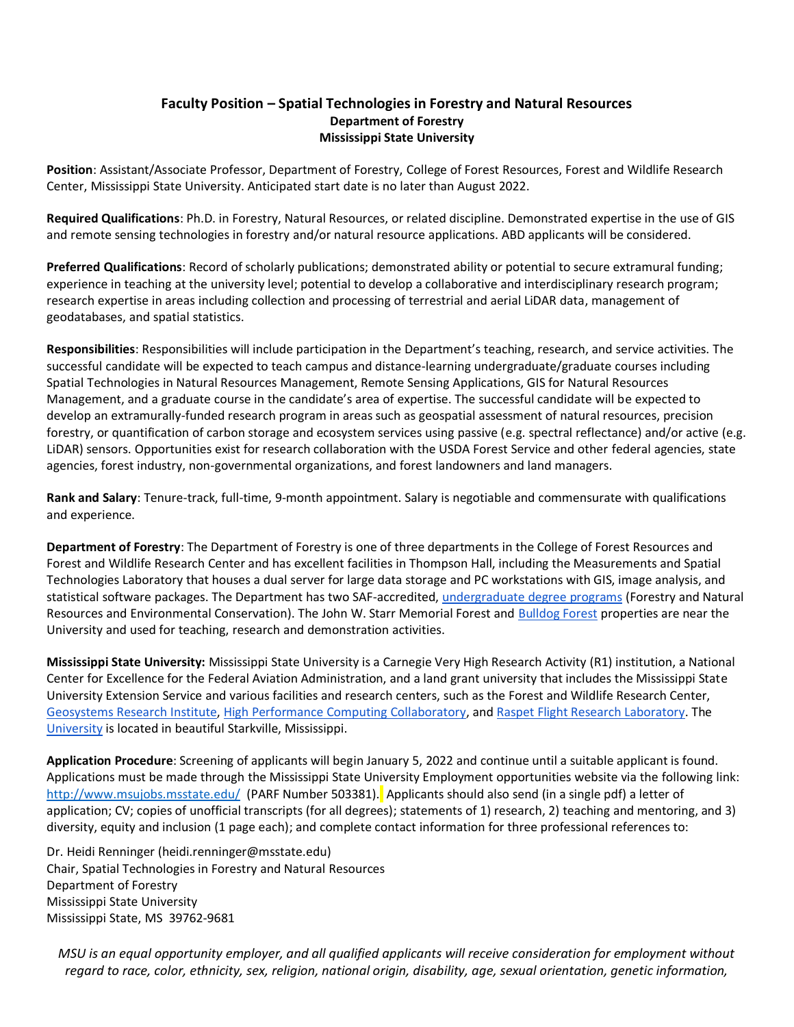# Faculty Position – Spatial Technologies in Forestry and Natural Resources

**Department of Forestry**
**Mississippi State University**

**Position**: Assistant/Associate Professor, Department of Forestry, College of Forest Resources, Forest and Wildlife Research Center, Mississippi State University. Anticipated start date is no later than August 2022.

**Required Qualifications**: Ph.D. in Forestry, Natural Resources, or related discipline. Demonstrated expertise in the use of GIS and remote sensing technologies in forestry and/or natural resource applications. ABD applicants will be considered.

**Preferred Qualifications**: Record of scholarly publications; demonstrated ability or potential to secure extramural funding; experience in teaching at the university level; potential to develop a collaborative and interdisciplinary research program; research expertise in areas including collection and processing of terrestrial and aerial LiDAR data, management of geodatabases, and spatial statistics.

**Responsibilities**: Responsibilities will include participation in the Department's teaching, research, and service activities. The successful candidate will be expected to teach campus and distance-learning undergraduate/graduate courses including Spatial Technologies in Natural Resources Management, Remote Sensing Applications, GIS for Natural Resources Management, and a graduate course in the candidate's area of expertise. The successful candidate will be expected to develop an extramurally-funded research program in areas such as geospatial assessment of natural resources, precision forestry, or quantification of carbon storage and ecosystem services using passive (e.g. spectral reflectance) and/or active (e.g. LiDAR) sensors. Opportunities exist for research collaboration with the USDA Forest Service and other federal agencies, state agencies, forest industry, non-governmental organizations, and forest landowners and land managers.

**Rank and Salary**: Tenure-track, full-time, 9-month appointment. Salary is negotiable and commensurate with qualifications and experience.

**Department of Forestry**: The Department of Forestry is one of three departments in the College of Forest Resources and Forest and Wildlife Research Center and has excellent facilities in Thompson Hall, including the Measurements and Spatial Technologies Laboratory that houses a dual server for large data storage and PC workstations with GIS, image analysis, and statistical software packages. The Department has two SAF-accredited, undergraduate degree programs (Forestry and Natural Resources and Environmental Conservation). The John W. Starr Memorial Forest and Bulldog Forest properties are near the University and used for teaching, research and demonstration activities.

**Mississippi State University:** Mississippi State University is a Carnegie Very High Research Activity (R1) institution, a National Center for Excellence for the Federal Aviation Administration, and a land grant university that includes the Mississippi State University Extension Service and various facilities and research centers, such as the Forest and Wildlife Research Center, Geosystems Research Institute, High Performance Computing Collaboratory, and Raspet Flight Research Laboratory. The University is located in beautiful Starkville, Mississippi.

**Application Procedure**: Screening of applicants will begin January 5, 2022 and continue until a suitable applicant is found. Applications must be made through the Mississippi State University Employment opportunities website via the following link: http://www.msujobs.msstate.edu/ (PARF Number 503381). Applicants should also send (in a single pdf) a letter of application; CV; copies of unofficial transcripts (for all degrees); statements of 1) research, 2) teaching and mentoring, and 3) diversity, equity and inclusion (1 page each); and complete contact information for three professional references to:

Dr. Heidi Renninger (heidi.renninger@msstate.edu)
Chair, Spatial Technologies in Forestry and Natural Resources
Department of Forestry
Mississippi State University
Mississippi State, MS 39762-9681

*MSU is an equal opportunity employer, and all qualified applicants will receive consideration for employment without regard to race, color, ethnicity, sex, religion, national origin, disability, age, sexual orientation, genetic information,*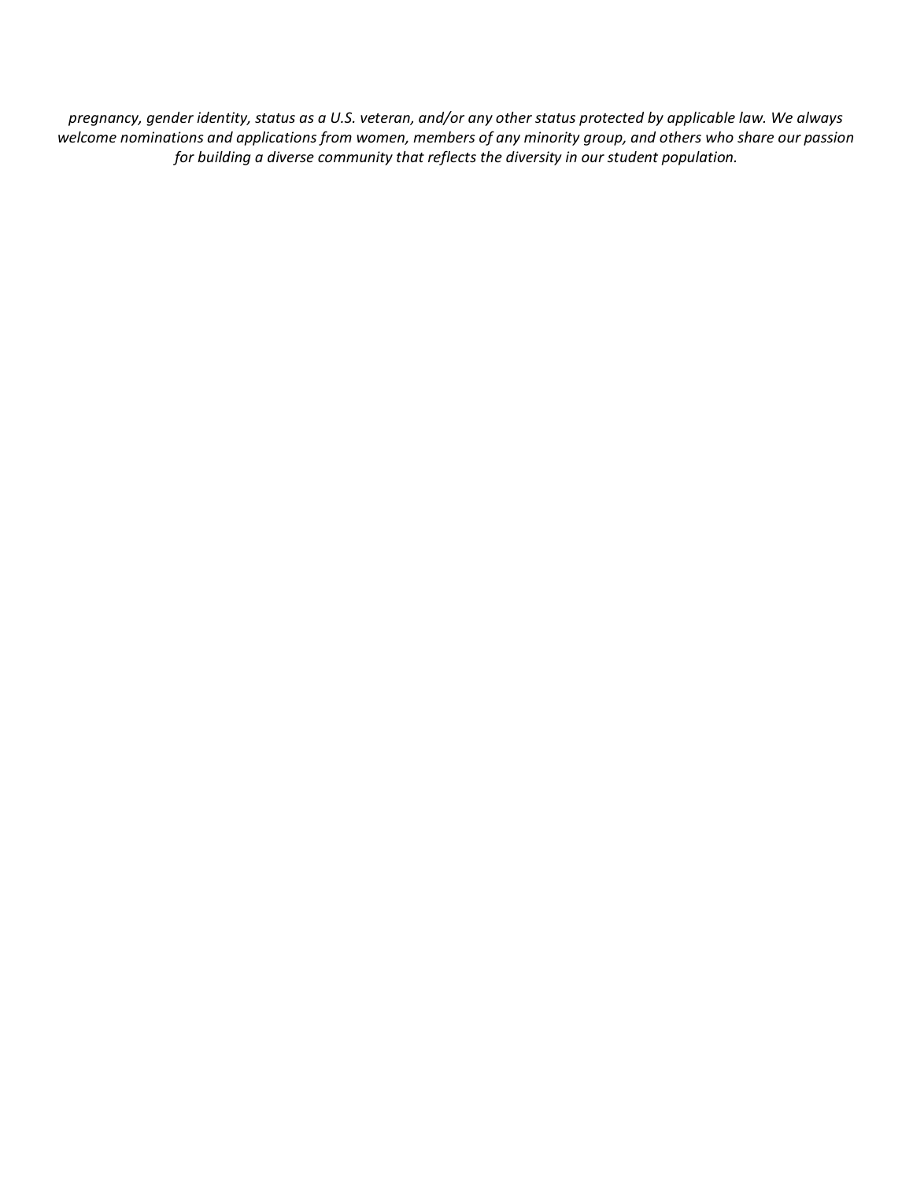*pregnancy, gender identity, status as a U.S. veteran, and/or any other status protected by applicable law. We always welcome nominations and applications from women, members of any minority group, and others who share our passion for building a diverse community that reflects the diversity in our student population.*